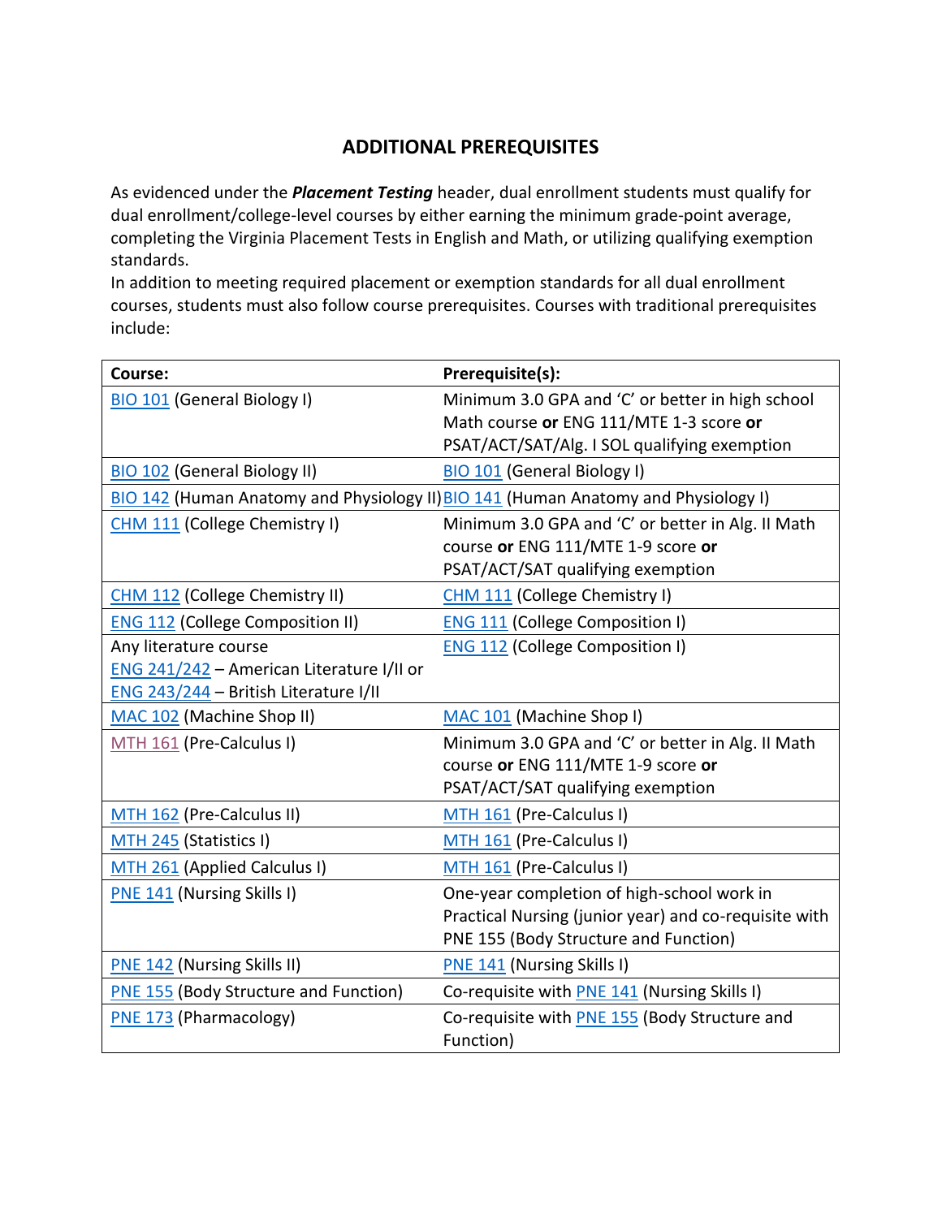## ADDITIONAL PREREQUISITES

As evidenced under the ***Placement Testing*** header, dual enrollment students must qualify for dual enrollment/college-level courses by either earning the minimum grade-point average, completing the Virginia Placement Tests in English and Math, or utilizing qualifying exemption standards.

In addition to meeting required placement or exemption standards for all dual enrollment courses, students must also follow course prerequisites. Courses with traditional prerequisites include:

| **Course:** | **Prerequisite(s):** |
| --- | --- |
| BIO 101 (General Biology I) | Minimum 3.0 GPA and 'C' or better in high school Math course **or** ENG 111/MTE 1-3 score **or** PSAT/ACT/SAT/Alg. I SOL qualifying exemption |
| BIO 102 (General Biology II) | BIO 101 (General Biology I) |
| BIO 142 (Human Anatomy and Physiology II) | BIO 141 (Human Anatomy and Physiology I) |
| CHM 111 (College Chemistry I) | Minimum 3.0 GPA and 'C' or better in Alg. II Math course **or** ENG 111/MTE 1-9 score **or** PSAT/ACT/SAT qualifying exemption |
| CHM 112 (College Chemistry II) | CHM 111 (College Chemistry I) |
| ENG 112 (College Composition II) | ENG 111 (College Composition I) |
| Any literature course<br>ENG 241/242 – American Literature I/II or<br>ENG 243/244 – British Literature I/II | ENG 112 (College Composition I) |
| MAC 102 (Machine Shop II) | MAC 101 (Machine Shop I) |
| MTH 161 (Pre-Calculus I) | Minimum 3.0 GPA and 'C' or better in Alg. II Math course **or** ENG 111/MTE 1-9 score **or** PSAT/ACT/SAT qualifying exemption |
| MTH 162 (Pre-Calculus II) | MTH 161 (Pre-Calculus I) |
| MTH 245 (Statistics I) | MTH 161 (Pre-Calculus I) |
| MTH 261 (Applied Calculus I) | MTH 161 (Pre-Calculus I) |
| PNE 141 (Nursing Skills I) | One-year completion of high-school work in Practical Nursing (junior year) and co-requisite with PNE 155 (Body Structure and Function) |
| PNE 142 (Nursing Skills II) | PNE 141 (Nursing Skills I) |
| PNE 155 (Body Structure and Function) | Co-requisite with PNE 141 (Nursing Skills I) |
| PNE 173 (Pharmacology) | Co-requisite with PNE 155 (Body Structure and Function) |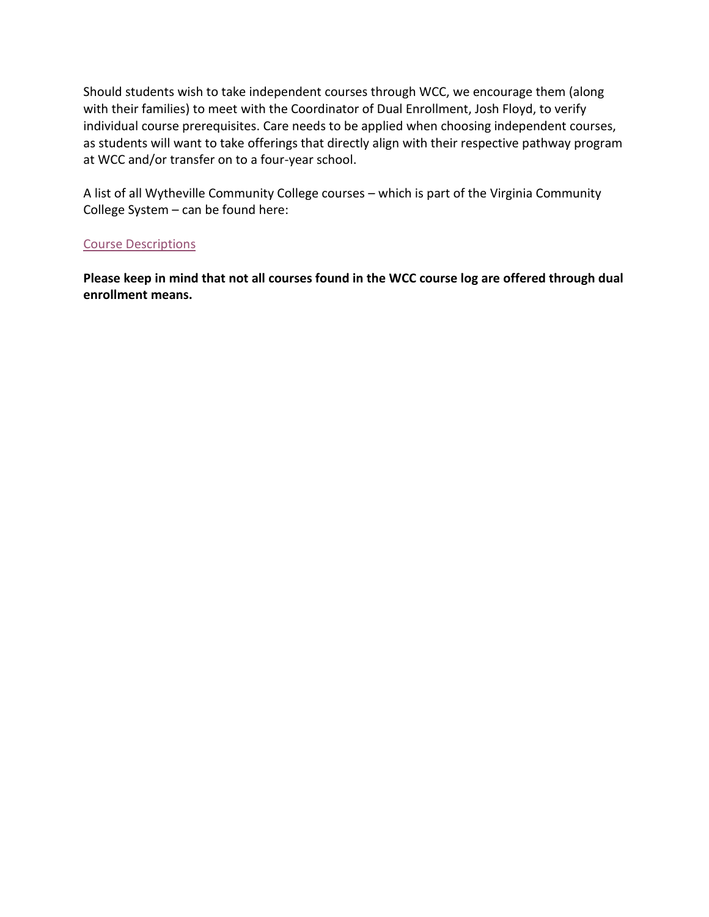Should students wish to take independent courses through WCC, we encourage them (along with their families) to meet with the Coordinator of Dual Enrollment, Josh Floyd, to verify individual course prerequisites. Care needs to be applied when choosing independent courses, as students will want to take offerings that directly align with their respective pathway program at WCC and/or transfer on to a four-year school.

A list of all Wytheville Community College courses – which is part of the Virginia Community College System – can be found here:

Course Descriptions

**Please keep in mind that not all courses found in the WCC course log are offered through dual enrollment means.**